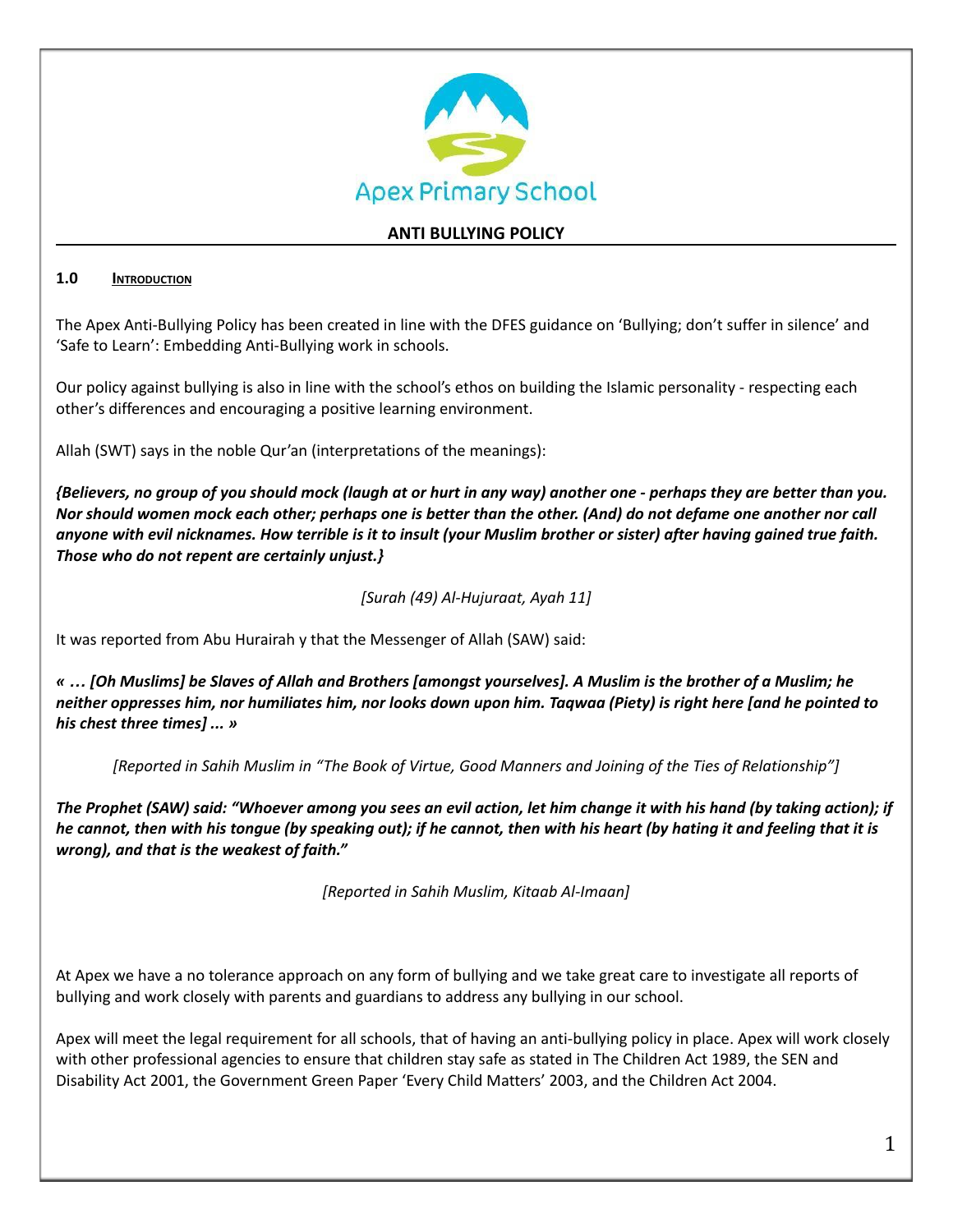Apex Primary School

# ANTI BULLYING POLICY

## 1.0 INTRODUCTION

The Apex Anti-Bullying Policy has been created in line with the DFES guidance on 'Bullying; don't suffer in silence' and 'Safe to Learn': Embedding Anti-Bullying work in schools.

Our policy against bullying is also in line with the school's ethos on building the Islamic personality - respecting each other's differences and encouraging a positive learning environment.

Allah (SWT) says in the noble Qur'an (interpretations of the meanings):

***{Believers, no group of you should mock (laugh at or hurt in any way) another one - perhaps they are better than you. Nor should women mock each other; perhaps one is better than the other. (And) do not defame one another nor call anyone with evil nicknames. How terrible is it to insult (your Muslim brother or sister) after having gained true faith. Those who do not repent are certainly unjust.}***

*[Surah (49) Al-Hujuraat, Ayah 11]*

It was reported from Abu Hurairah y that the Messenger of Allah (SAW) said:

***« … [Oh Muslims] be Slaves of Allah and Brothers [amongst yourselves]. A Muslim is the brother of a Muslim; he neither oppresses him, nor humiliates him, nor looks down upon him. Taqwaa (Piety) is right here [and he pointed to his chest three times] ... »***

*[Reported in Sahih Muslim in "The Book of Virtue, Good Manners and Joining of the Ties of Relationship"]*

***The Prophet (SAW) said: "Whoever among you sees an evil action, let him change it with his hand (by taking action); if he cannot, then with his tongue (by speaking out); if he cannot, then with his heart (by hating it and feeling that it is wrong), and that is the weakest of faith."***

*[Reported in Sahih Muslim, Kitaab Al-Imaan]*

At Apex we have a no tolerance approach on any form of bullying and we take great care to investigate all reports of bullying and work closely with parents and guardians to address any bullying in our school.

Apex will meet the legal requirement for all schools, that of having an anti-bullying policy in place. Apex will work closely with other professional agencies to ensure that children stay safe as stated in The Children Act 1989, the SEN and Disability Act 2001, the Government Green Paper 'Every Child Matters' 2003, and the Children Act 2004.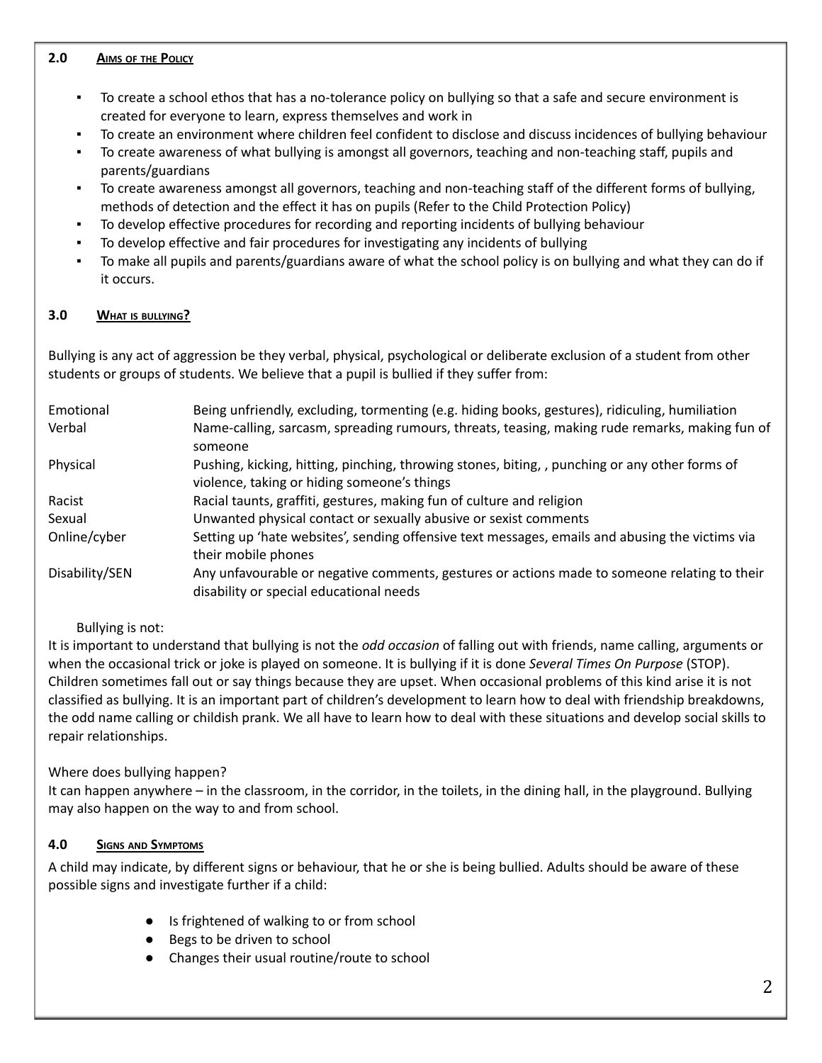## 2.0 Aims of the Policy

- To create a school ethos that has a no-tolerance policy on bullying so that a safe and secure environment is created for everyone to learn, express themselves and work in
- To create an environment where children feel confident to disclose and discuss incidences of bullying behaviour
- To create awareness of what bullying is amongst all governors, teaching and non-teaching staff, pupils and parents/guardians
- To create awareness amongst all governors, teaching and non-teaching staff of the different forms of bullying, methods of detection and the effect it has on pupils (Refer to the Child Protection Policy)
- To develop effective procedures for recording and reporting incidents of bullying behaviour
- To develop effective and fair procedures for investigating any incidents of bullying
- To make all pupils and parents/guardians aware of what the school policy is on bullying and what they can do if it occurs.

## 3.0 What is bullying?

Bullying is any act of aggression be they verbal, physical, psychological or deliberate exclusion of a student from other students or groups of students. We believe that a pupil is bullied if they suffer from:

| | |
|---|---|
| Emotional | Being unfriendly, excluding, tormenting (e.g. hiding books, gestures), ridiculing, humiliation |
| Verbal | Name-calling, sarcasm, spreading rumours, threats, teasing, making rude remarks, making fun of someone |
| Physical | Pushing, kicking, hitting, pinching, throwing stones, biting, , punching or any other forms of violence, taking or hiding someone's things |
| Racist | Racial taunts, graffiti, gestures, making fun of culture and religion |
| Sexual | Unwanted physical contact or sexually abusive or sexist comments |
| Online/cyber | Setting up 'hate websites', sending offensive text messages, emails and abusing the victims via their mobile phones |
| Disability/SEN | Any unfavourable or negative comments, gestures or actions made to someone relating to their disability or special educational needs |

Bullying is not:

It is important to understand that bullying is not the *odd occasion* of falling out with friends, name calling, arguments or when the occasional trick or joke is played on someone. It is bullying if it is done *Several Times On Purpose* (STOP). Children sometimes fall out or say things because they are upset. When occasional problems of this kind arise it is not classified as bullying. It is an important part of children's development to learn how to deal with friendship breakdowns, the odd name calling or childish prank. We all have to learn how to deal with these situations and develop social skills to repair relationships.

Where does bullying happen?

It can happen anywhere – in the classroom, in the corridor, in the toilets, in the dining hall, in the playground. Bullying may also happen on the way to and from school.

## 4.0 Signs and Symptoms

A child may indicate, by different signs or behaviour, that he or she is being bullied. Adults should be aware of these possible signs and investigate further if a child:

- Is frightened of walking to or from school
- Begs to be driven to school
- Changes their usual routine/route to school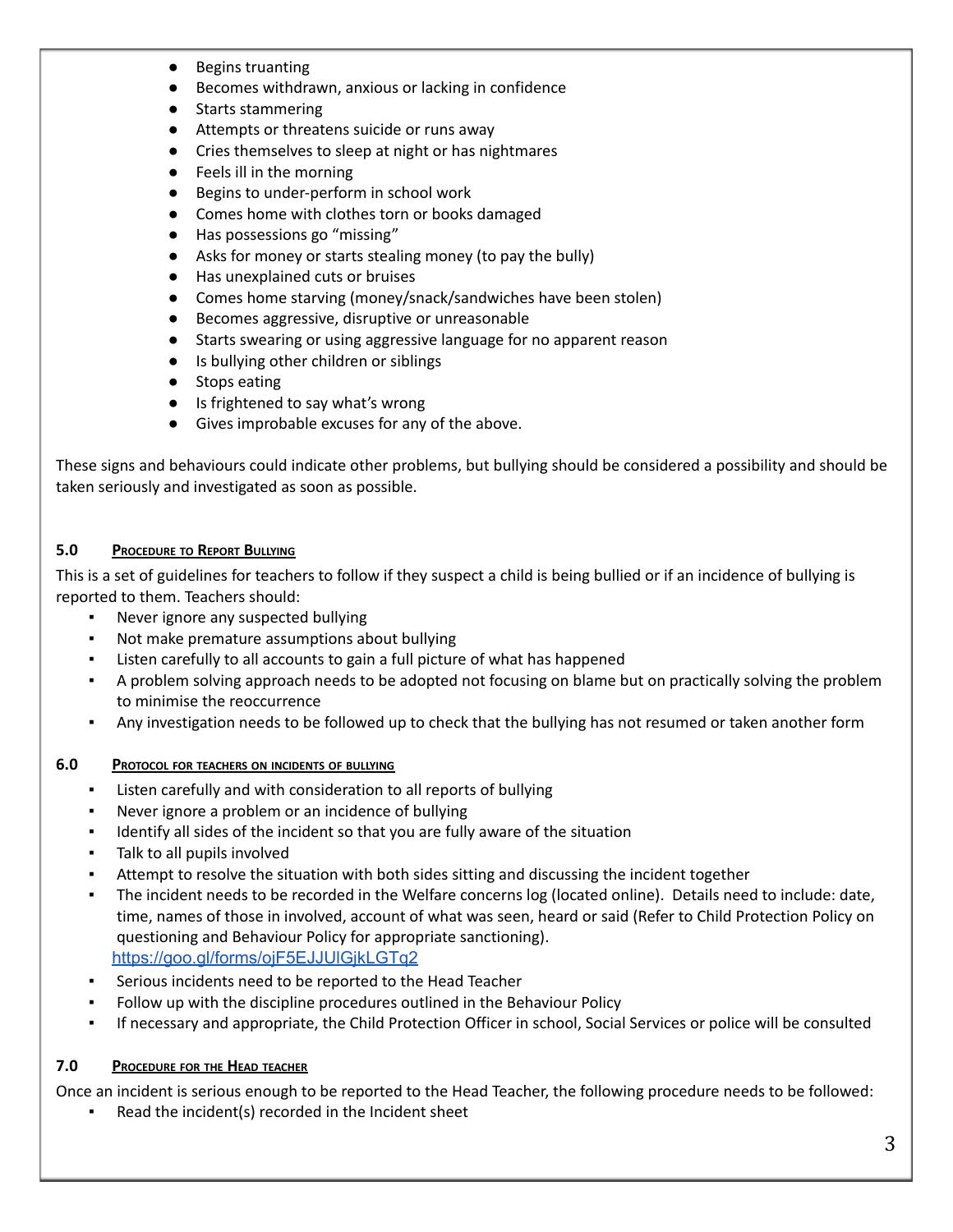- Begins truanting
- Becomes withdrawn, anxious or lacking in confidence
- Starts stammering
- Attempts or threatens suicide or runs away
- Cries themselves to sleep at night or has nightmares
- Feels ill in the morning
- Begins to under-perform in school work
- Comes home with clothes torn or books damaged
- Has possessions go "missing"
- Asks for money or starts stealing money (to pay the bully)
- Has unexplained cuts or bruises
- Comes home starving (money/snack/sandwiches have been stolen)
- Becomes aggressive, disruptive or unreasonable
- Starts swearing or using aggressive language for no apparent reason
- Is bullying other children or siblings
- Stops eating
- Is frightened to say what's wrong
- Gives improbable excuses for any of the above.

These signs and behaviours could indicate other problems, but bullying should be considered a possibility and should be taken seriously and investigated as soon as possible.

## 5.0 Procedure to Report Bullying

This is a set of guidelines for teachers to follow if they suspect a child is being bullied or if an incidence of bullying is reported to them. Teachers should:

- Never ignore any suspected bullying
- Not make premature assumptions about bullying
- Listen carefully to all accounts to gain a full picture of what has happened
- A problem solving approach needs to be adopted not focusing on blame but on practically solving the problem to minimise the reoccurrence
- Any investigation needs to be followed up to check that the bullying has not resumed or taken another form

## 6.0 Protocol for teachers on incidents of bullying

- Listen carefully and with consideration to all reports of bullying
- Never ignore a problem or an incidence of bullying
- Identify all sides of the incident so that you are fully aware of the situation
- Talk to all pupils involved
- Attempt to resolve the situation with both sides sitting and discussing the incident together
- The incident needs to be recorded in the Welfare concerns log (located online). Details need to include: date, time, names of those in involved, account of what was seen, heard or said (Refer to Child Protection Policy on questioning and Behaviour Policy for appropriate sanctioning). https://goo.gl/forms/ojF5EJJUlGjkLGTq2
- Serious incidents need to be reported to the Head Teacher
- Follow up with the discipline procedures outlined in the Behaviour Policy
- If necessary and appropriate, the Child Protection Officer in school, Social Services or police will be consulted

## 7.0 Procedure for the Head teacher

Once an incident is serious enough to be reported to the Head Teacher, the following procedure needs to be followed:

- Read the incident(s) recorded in the Incident sheet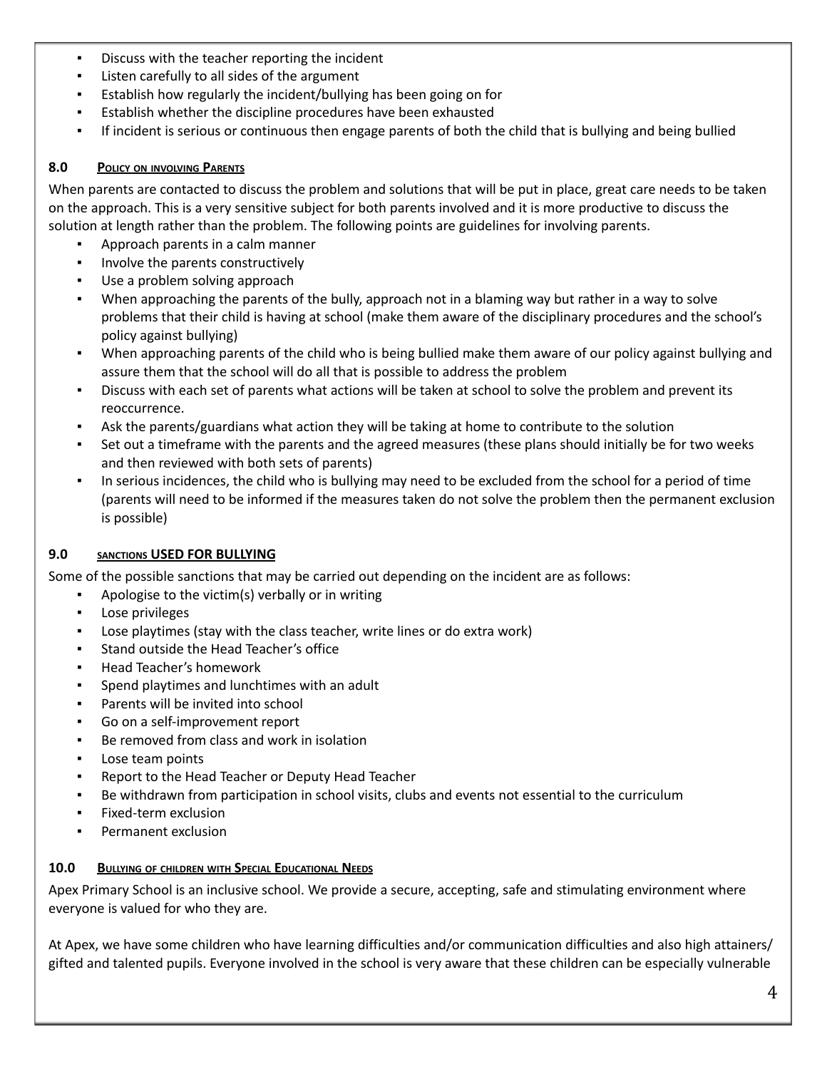- Discuss with the teacher reporting the incident
- Listen carefully to all sides of the argument
- Establish how regularly the incident/bullying has been going on for
- Establish whether the discipline procedures have been exhausted
- If incident is serious or continuous then engage parents of both the child that is bullying and being bullied

### 8.0 Policy on involving Parents

When parents are contacted to discuss the problem and solutions that will be put in place, great care needs to be taken on the approach. This is a very sensitive subject for both parents involved and it is more productive to discuss the solution at length rather than the problem. The following points are guidelines for involving parents.

- Approach parents in a calm manner
- Involve the parents constructively
- Use a problem solving approach
- When approaching the parents of the bully, approach not in a blaming way but rather in a way to solve problems that their child is having at school (make them aware of the disciplinary procedures and the school's policy against bullying)
- When approaching parents of the child who is being bullied make them aware of our policy against bullying and assure them that the school will do all that is possible to address the problem
- Discuss with each set of parents what actions will be taken at school to solve the problem and prevent its reoccurrence.
- Ask the parents/guardians what action they will be taking at home to contribute to the solution
- Set out a timeframe with the parents and the agreed measures (these plans should initially be for two weeks and then reviewed with both sets of parents)
- In serious incidences, the child who is bullying may need to be excluded from the school for a period of time (parents will need to be informed if the measures taken do not solve the problem then the permanent exclusion is possible)

### 9.0 sanctions USED FOR BULLYING

Some of the possible sanctions that may be carried out depending on the incident are as follows:

- Apologise to the victim(s) verbally or in writing
- Lose privileges
- Lose playtimes (stay with the class teacher, write lines or do extra work)
- Stand outside the Head Teacher's office
- Head Teacher's homework
- Spend playtimes and lunchtimes with an adult
- Parents will be invited into school
- Go on a self-improvement report
- Be removed from class and work in isolation
- Lose team points
- Report to the Head Teacher or Deputy Head Teacher
- Be withdrawn from participation in school visits, clubs and events not essential to the curriculum
- Fixed-term exclusion
- Permanent exclusion

### 10.0 Bullying of children with Special Educational Needs

Apex Primary School is an inclusive school. We provide a secure, accepting, safe and stimulating environment where everyone is valued for who they are.

At Apex, we have some children who have learning difficulties and/or communication difficulties and also high attainers/ gifted and talented pupils. Everyone involved in the school is very aware that these children can be especially vulnerable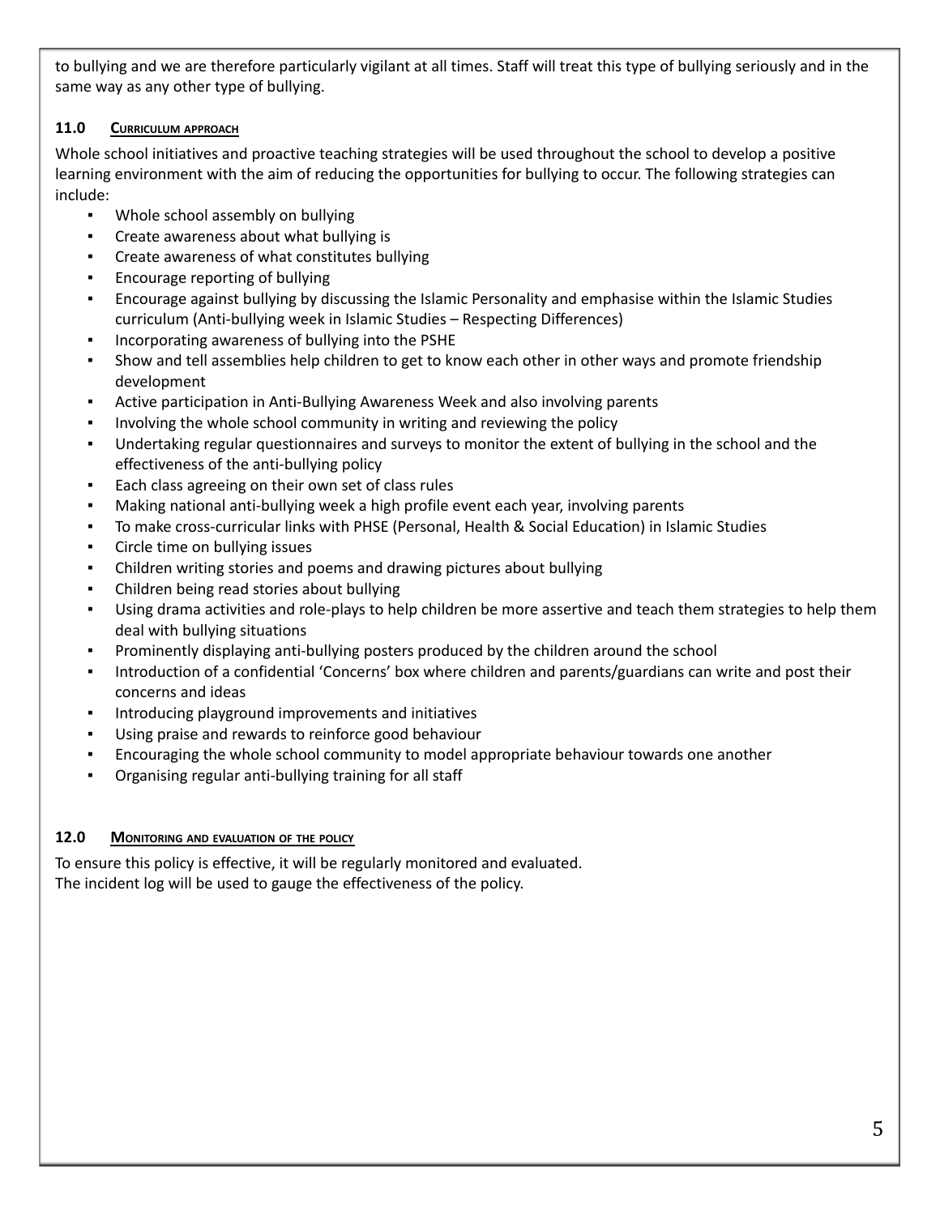to bullying and we are therefore particularly vigilant at all times. Staff will treat this type of bullying seriously and in the same way as any other type of bullying.

## 11.0 Curriculum approach

Whole school initiatives and proactive teaching strategies will be used throughout the school to develop a positive learning environment with the aim of reducing the opportunities for bullying to occur. The following strategies can include:

- Whole school assembly on bullying
- Create awareness about what bullying is
- Create awareness of what constitutes bullying
- Encourage reporting of bullying
- Encourage against bullying by discussing the Islamic Personality and emphasise within the Islamic Studies curriculum (Anti-bullying week in Islamic Studies – Respecting Differences)
- Incorporating awareness of bullying into the PSHE
- Show and tell assemblies help children to get to know each other in other ways and promote friendship development
- Active participation in Anti-Bullying Awareness Week and also involving parents
- Involving the whole school community in writing and reviewing the policy
- Undertaking regular questionnaires and surveys to monitor the extent of bullying in the school and the effectiveness of the anti-bullying policy
- Each class agreeing on their own set of class rules
- Making national anti-bullying week a high profile event each year, involving parents
- To make cross-curricular links with PHSE (Personal, Health & Social Education) in Islamic Studies
- Circle time on bullying issues
- Children writing stories and poems and drawing pictures about bullying
- Children being read stories about bullying
- Using drama activities and role-plays to help children be more assertive and teach them strategies to help them deal with bullying situations
- Prominently displaying anti-bullying posters produced by the children around the school
- Introduction of a confidential 'Concerns' box where children and parents/guardians can write and post their concerns and ideas
- Introducing playground improvements and initiatives
- Using praise and rewards to reinforce good behaviour
- Encouraging the whole school community to model appropriate behaviour towards one another
- Organising regular anti-bullying training for all staff

## 12.0 Monitoring and evaluation of the policy

To ensure this policy is effective, it will be regularly monitored and evaluated.
The incident log will be used to gauge the effectiveness of the policy.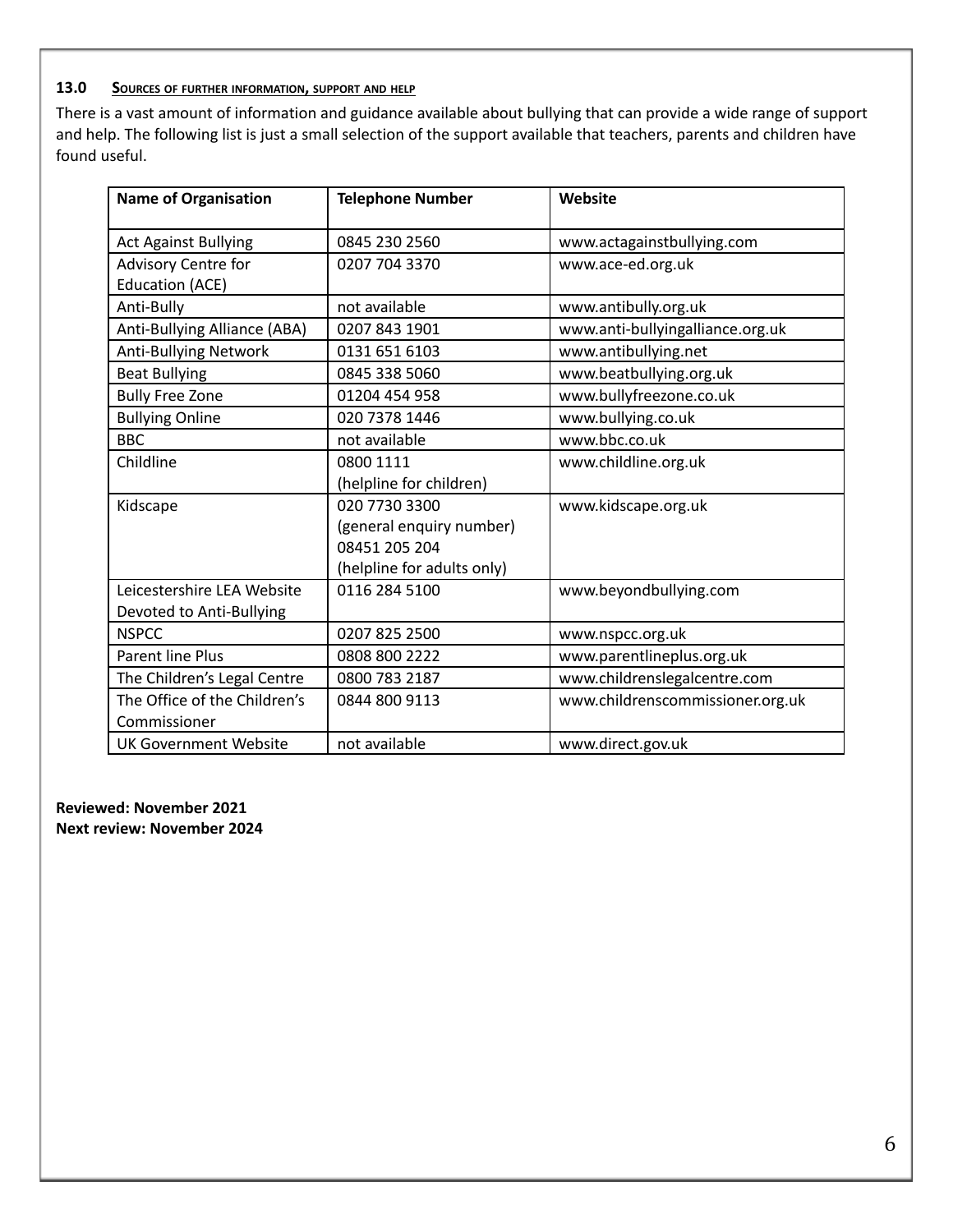## 13.0 Sources of further information, support and help

There is a vast amount of information and guidance available about bullying that can provide a wide range of support and help. The following list is just a small selection of the support available that teachers, parents and children have found useful.

| Name of Organisation | Telephone Number | Website |
|---|---|---|
| Act Against Bullying | 0845 230 2560 | www.actagainstbullying.com |
| Advisory Centre for Education (ACE) | 0207 704 3370 | www.ace-ed.org.uk |
| Anti-Bully | not available | www.antibully.org.uk |
| Anti-Bullying Alliance (ABA) | 0207 843 1901 | www.anti-bullyingalliance.org.uk |
| Anti-Bullying Network | 0131 651 6103 | www.antibullying.net |
| Beat Bullying | 0845 338 5060 | www.beatbullying.org.uk |
| Bully Free Zone | 01204 454 958 | www.bullyfreezone.co.uk |
| Bullying Online | 020 7378 1446 | www.bullying.co.uk |
| BBC | not available | www.bbc.co.uk |
| Childline | 0800 1111 (helpline for children) | www.childline.org.uk |
| Kidscape | 020 7730 3300 (general enquiry number) 08451 205 204 (helpline for adults only) | www.kidscape.org.uk |
| Leicestershire LEA Website Devoted to Anti-Bullying | 0116 284 5100 | www.beyondbullying.com |
| NSPCC | 0207 825 2500 | www.nspcc.org.uk |
| Parent line Plus | 0808 800 2222 | www.parentlineplus.org.uk |
| The Children's Legal Centre | 0800 783 2187 | www.childrenslegalcentre.com |
| The Office of the Children's Commissioner | 0844 800 9113 | www.childrenscommissioner.org.uk |
| UK Government Website | not available | www.direct.gov.uk |

**Reviewed: November 2021**
**Next review: November 2024**